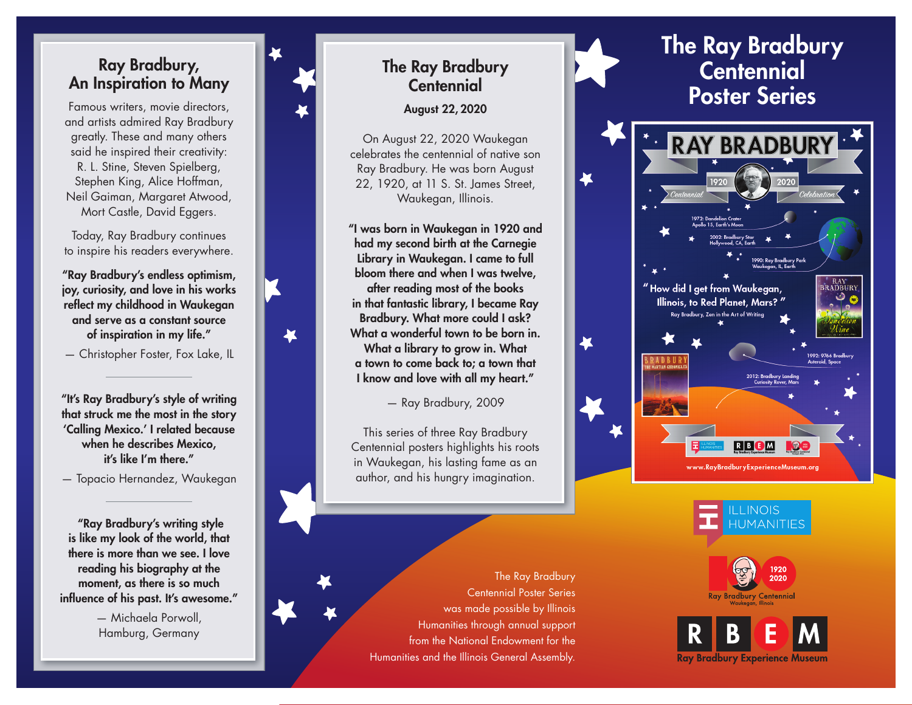## Ray Bradbury, An Inspiration to Many

Famous writers, movie directors, and artists admired Ray Bradbury greatly. These and many others said he inspired their creativity: R. L. Stine, Steven Spielberg, Stephen King, Alice Hoffman, Neil Gaiman, Margaret Atwood, Mort Castle, David Eggers.

Today, Ray Bradbury continues to inspire his readers everywhere.

**"Ray Bradbury's endless optimism, joy, curiosity, and love in his works reflect my childhood in Waukegan and serve as a constant source of inspiration in my life."**

— Christopher Foster, Fox Lake, IL

---

**"It's Ray Bradbury's style of writing that struck me the most in the story 'Calling Mexico.' I related because when he describes Mexico, it's like I'm there."**

— Topacio Hernandez, Waukegan

---

**"Ray Bradbury's writing style is like my look of the world, that there is more than we see. I love reading his biography at the moment, as there is so much influence of his past. It's awesome."**

— Michaela Porwoll, Hamburg, Germany

## The Ray Bradbury Centennial

**August 22, 2020**

On August 22, 2020 Waukegan celebrates the centennial of native son Ray Bradbury. He was born August 22, 1920, at 11 S. St. James Street, Waukegan, Illinois.

**"I was born in Waukegan in 1920 and had my second birth at the Carnegie Library in Waukegan. I came to full bloom there and when I was twelve, after reading most of the books in that fantastic library, I became Ray Bradbury. What more could I ask? What a wonderful town to be born in. What a library to grow in. What a town to come back to; a town that I know and love with all my heart."**

— Ray Bradbury, 2009

This series of three Ray Bradbury Centennial posters highlights his roots in Waukegan, his lasting fame as an author, and his hungry imagination.

The Ray Bradbury Centennial Poster Series was made possible by Illinois Humanities through annual support from the National Endowment for the Humanities and the Illinois General Assembly.

# The Ray Bradbury Centennial Poster Series

RAY BRADBURY

1920 Centennial 2020 Celebration

1972: Dandelion Crater Apollo 15, Earth's Moon

2002: Bradbury Star Hollywood, CA, Earth

1990: Ray Bradbury Park Waukegan, IL, Earth

" How did I get from Waukegan, Illinois, to Red Planet, Mars? "

Ray Bradbury, Zen in the Art of Writing

1992: 9766 Bradbury Asteroid, Space

2012: Bradbury Landing Curiosity Rover, Mars

www.RayBradburyExperienceMuseum.org

ILLINOIS HUMANITIES

1920 2020 Ray Bradbury Centennial Waukegan, Illinois

R B E M Ray Bradbury Experience Museum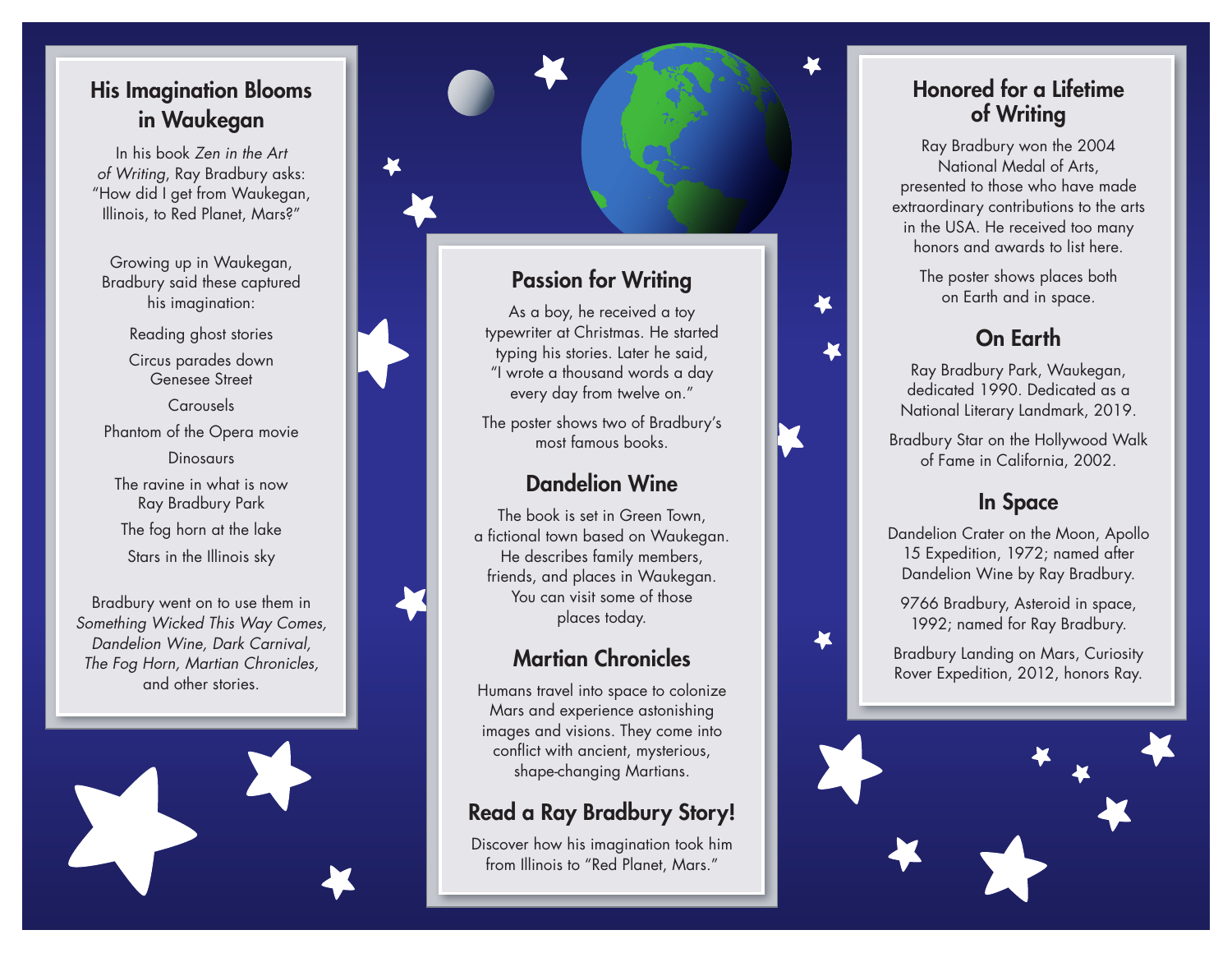## His Imagination Blooms in Waukegan

In his book *Zen in the Art of Writing*, Ray Bradbury asks: "How did I get from Waukegan, Illinois, to Red Planet, Mars?"

Growing up in Waukegan, Bradbury said these captured his imagination:

Reading ghost stories

Circus parades down Genesee Street

Carousels

Phantom of the Opera movie

Dinosaurs

The ravine in what is now Ray Bradbury Park

The fog horn at the lake

Stars in the Illinois sky

Bradbury went on to use them in *Something Wicked This Way Comes, Dandelion Wine, Dark Carnival, The Fog Horn, Martian Chronicles,* and other stories.

## Passion for Writing

As a boy, he received a toy typewriter at Christmas. He started typing his stories. Later he said, "I wrote a thousand words a day every day from twelve on."

The poster shows two of Bradbury's most famous books.

### Dandelion Wine

The book is set in Green Town, a fictional town based on Waukegan. He describes family members, friends, and places in Waukegan. You can visit some of those places today.

### Martian Chronicles

Humans travel into space to colonize Mars and experience astonishing images and visions. They come into conflict with ancient, mysterious, shape-changing Martians.

### Read a Ray Bradbury Story!

Discover how his imagination took him from Illinois to "Red Planet, Mars."

## Honored for a Lifetime of Writing

Ray Bradbury won the 2004 National Medal of Arts, presented to those who have made extraordinary contributions to the arts in the USA. He received too many honors and awards to list here.

The poster shows places both on Earth and in space.

### On Earth

Ray Bradbury Park, Waukegan, dedicated 1990. Dedicated as a National Literary Landmark, 2019.

Bradbury Star on the Hollywood Walk of Fame in California, 2002.

### In Space

Dandelion Crater on the Moon, Apollo 15 Expedition, 1972; named after Dandelion Wine by Ray Bradbury.

9766 Bradbury, Asteroid in space, 1992; named for Ray Bradbury.

Bradbury Landing on Mars, Curiosity Rover Expedition, 2012, honors Ray.